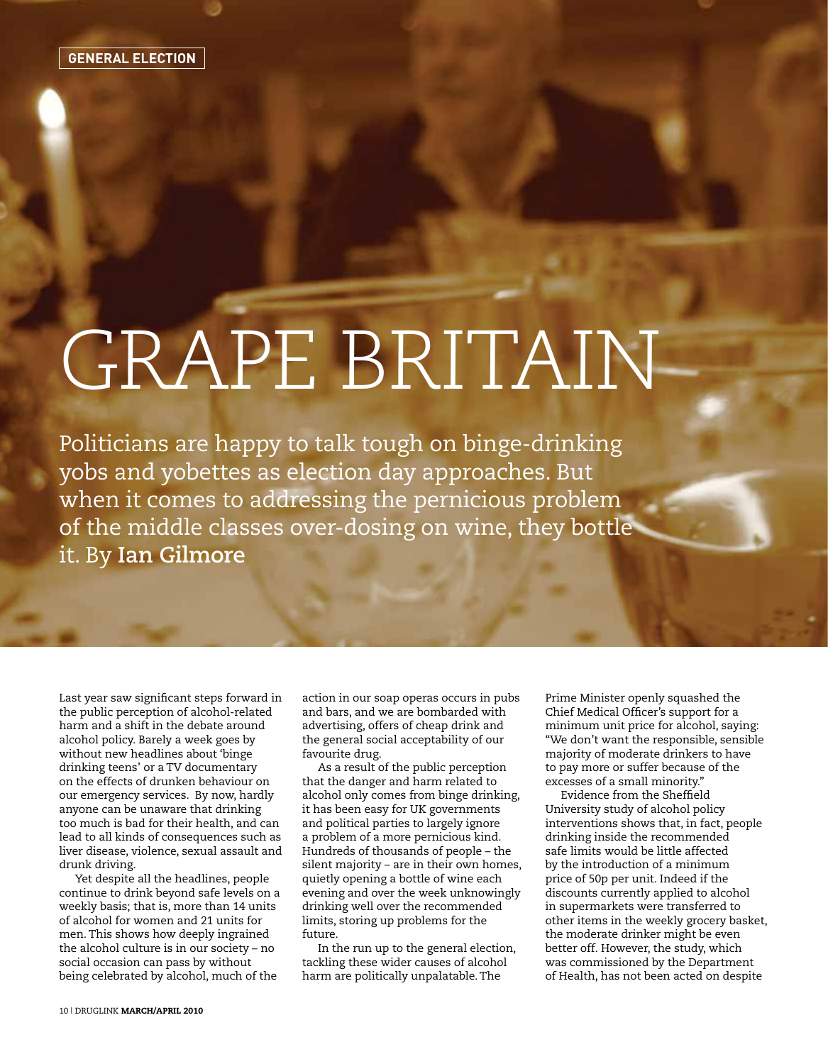GENERAL ELECTION

# GRAPE BRITAIN

Politicians are happy to talk tough on binge-drinking yobs and yobettes as election day approaches. But when it comes to addressing the pernicious problem of the middle classes over-dosing on wine, they bottle it. By **Ian Gilmore**

Last year saw significant steps forward in the public perception of alcohol-related harm and a shift in the debate around alcohol policy. Barely a week goes by without new headlines about 'binge drinking teens' or a TV documentary on the effects of drunken behaviour on our emergency services. By now, hardly anyone can be unaware that drinking too much is bad for their health, and can lead to all kinds of consequences such as liver disease, violence, sexual assault and drunk driving.

Yet despite all the headlines, people continue to drink beyond safe levels on a weekly basis; that is, more than 14 units of alcohol for women and 21 units for men. This shows how deeply ingrained the alcohol culture is in our society – no social occasion can pass by without being celebrated by alcohol, much of the action in our soap operas occurs in pubs and bars, and we are bombarded with advertising, offers of cheap drink and the general social acceptability of our favourite drug.

As a result of the public perception that the danger and harm related to alcohol only comes from binge drinking, it has been easy for UK governments and political parties to largely ignore a problem of a more pernicious kind. Hundreds of thousands of people – the silent majority – are in their own homes, quietly opening a bottle of wine each evening and over the week unknowingly drinking well over the recommended limits, storing up problems for the future.

In the run up to the general election, tackling these wider causes of alcohol harm are politically unpalatable. The Prime Minister openly squashed the Chief Medical Officer's support for a minimum unit price for alcohol, saying: "We don't want the responsible, sensible majority of moderate drinkers to have to pay more or suffer because of the excesses of a small minority."

Evidence from the Sheffield University study of alcohol policy interventions shows that, in fact, people drinking inside the recommended safe limits would be little affected by the introduction of a minimum price of 50p per unit. Indeed if the discounts currently applied to alcohol in supermarkets were transferred to other items in the weekly grocery basket, the moderate drinker might be even better off. However, the study, which was commissioned by the Department of Health, has not been acted on despite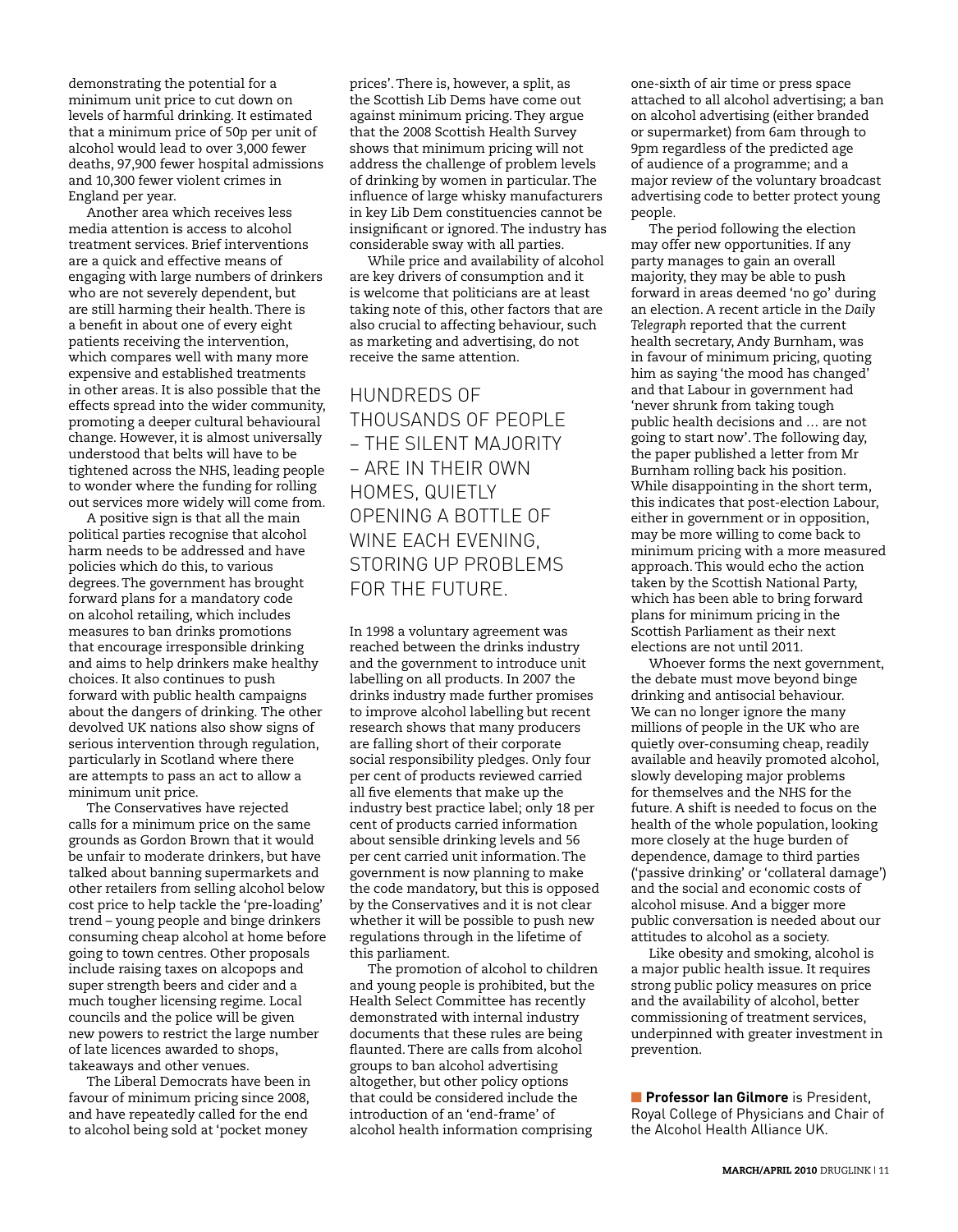demonstrating the potential for a minimum unit price to cut down on levels of harmful drinking. It estimated that a minimum price of 50p per unit of alcohol would lead to over 3,000 fewer deaths, 97,900 fewer hospital admissions and 10,300 fewer violent crimes in England per year.

Another area which receives less media attention is access to alcohol treatment services. Brief interventions are a quick and effective means of engaging with large numbers of drinkers who are not severely dependent, but are still harming their health. There is a benefit in about one of every eight patients receiving the intervention, which compares well with many more expensive and established treatments in other areas. It is also possible that the effects spread into the wider community, promoting a deeper cultural behavioural change. However, it is almost universally understood that belts will have to be tightened across the NHS, leading people to wonder where the funding for rolling out services more widely will come from.

A positive sign is that all the main political parties recognise that alcohol harm needs to be addressed and have policies which do this, to various degrees. The government has brought forward plans for a mandatory code on alcohol retailing, which includes measures to ban drinks promotions that encourage irresponsible drinking and aims to help drinkers make healthy choices. It also continues to push forward with public health campaigns about the dangers of drinking. The other devolved UK nations also show signs of serious intervention through regulation, particularly in Scotland where there are attempts to pass an act to allow a minimum unit price.

The Conservatives have rejected calls for a minimum price on the same grounds as Gordon Brown that it would be unfair to moderate drinkers, but have talked about banning supermarkets and other retailers from selling alcohol below cost price to help tackle the 'pre-loading' trend – young people and binge drinkers consuming cheap alcohol at home before going to town centres. Other proposals include raising taxes on alcopops and super strength beers and cider and a much tougher licensing regime. Local councils and the police will be given new powers to restrict the large number of late licences awarded to shops, takeaways and other venues.

The Liberal Democrats have been in favour of minimum pricing since 2008, and have repeatedly called for the end to alcohol being sold at 'pocket money prices'. There is, however, a split, as the Scottish Lib Dems have come out against minimum pricing. They argue that the 2008 Scottish Health Survey shows that minimum pricing will not address the challenge of problem levels of drinking by women in particular. The influence of large whisky manufacturers in key Lib Dem constituencies cannot be insignificant or ignored. The industry has considerable sway with all parties.

While price and availability of alcohol are key drivers of consumption and it is welcome that politicians are at least taking note of this, other factors that are also crucial to affecting behaviour, such as marketing and advertising, do not receive the same attention.

HUNDREDS OF THOUSANDS OF PEOPLE – THE SILENT MAJORITY – ARE IN THEIR OWN HOMES, QUIETLY OPENING A BOTTLE OF WINE EACH EVENING, STORING UP PROBLEMS FOR THE FUTURE.

In 1998 a voluntary agreement was reached between the drinks industry and the government to introduce unit labelling on all products. In 2007 the drinks industry made further promises to improve alcohol labelling but recent research shows that many producers are falling short of their corporate social responsibility pledges. Only four per cent of products reviewed carried all five elements that make up the industry best practice label; only 18 per cent of products carried information about sensible drinking levels and 56 per cent carried unit information. The government is now planning to make the code mandatory, but this is opposed by the Conservatives and it is not clear whether it will be possible to push new regulations through in the lifetime of this parliament.

The promotion of alcohol to children and young people is prohibited, but the Health Select Committee has recently demonstrated with internal industry documents that these rules are being flaunted. There are calls from alcohol groups to ban alcohol advertising altogether, but other policy options that could be considered include the introduction of an 'end-frame' of alcohol health information comprising one-sixth of air time or press space attached to all alcohol advertising; a ban on alcohol advertising (either branded or supermarket) from 6am through to 9pm regardless of the predicted age of audience of a programme; and a major review of the voluntary broadcast advertising code to better protect young people.

The period following the election may offer new opportunities. If any party manages to gain an overall majority, they may be able to push forward in areas deemed 'no go' during an election. A recent article in the *Daily Telegraph* reported that the current health secretary, Andy Burnham, was in favour of minimum pricing, quoting him as saying 'the mood has changed' and that Labour in government had 'never shrunk from taking tough public health decisions and … are not going to start now'. The following day, the paper published a letter from Mr Burnham rolling back his position. While disappointing in the short term, this indicates that post-election Labour, either in government or in opposition, may be more willing to come back to minimum pricing with a more measured approach. This would echo the action taken by the Scottish National Party, which has been able to bring forward plans for minimum pricing in the Scottish Parliament as their next elections are not until 2011.

Whoever forms the next government, the debate must move beyond binge drinking and antisocial behaviour. We can no longer ignore the many millions of people in the UK who are quietly over-consuming cheap, readily available and heavily promoted alcohol, slowly developing major problems for themselves and the NHS for the future. A shift is needed to focus on the health of the whole population, looking more closely at the huge burden of dependence, damage to third parties ('passive drinking' or 'collateral damage') and the social and economic costs of alcohol misuse. And a bigger more public conversation is needed about our attitudes to alcohol as a society.

Like obesity and smoking, alcohol is a major public health issue. It requires strong public policy measures on price and the availability of alcohol, better commissioning of treatment services, underpinned with greater investment in prevention.

■ **Professor Ian Gilmore** is President, Royal College of Physicians and Chair of the Alcohol Health Alliance UK.